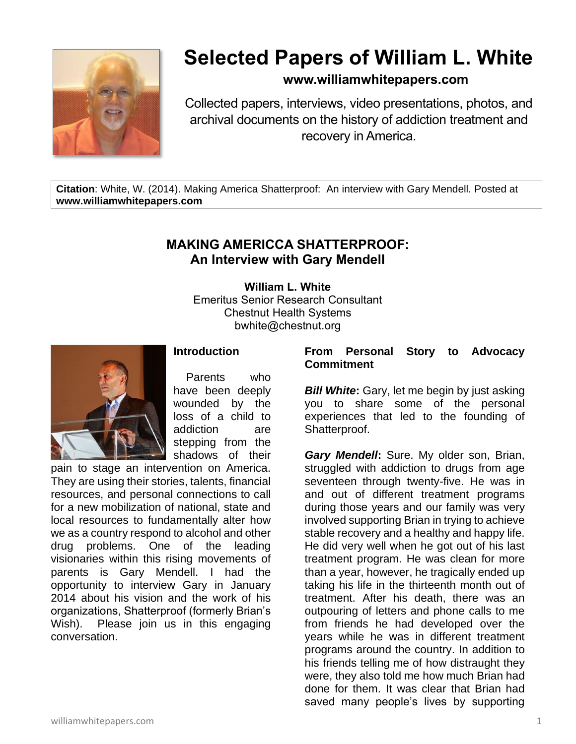# Selected Papers of William L. White

**www.williamwhitepapers.com**

Collected papers, interviews, video presentations, photos, and archival documents on the history of addiction treatment and recovery in America.

**Citation**: White, W. (2014). Making America Shatterproof: An interview with Gary Mendell. Posted at **www.williamwhitepapers.com**

## MAKING AMERICCA SHATTERPROOF:
## An Interview with Gary Mendell

**William L. White**
Emeritus Senior Research Consultant
Chestnut Health Systems
bwhite@chestnut.org

### Introduction

Parents who have been deeply wounded by the loss of a child to addiction are stepping from the shadows of their pain to stage an intervention on America. They are using their stories, talents, financial resources, and personal connections to call for a new mobilization of national, state and local resources to fundamentally alter how we as a country respond to alcohol and other drug problems. One of the leading visionaries within this rising movements of parents is Gary Mendell. I had the opportunity to interview Gary in January 2014 about his vision and the work of his organizations, Shatterproof (formerly Brian's Wish). Please join us in this engaging conversation.

### From Personal Story to Advocacy Commitment

***Bill White***: Gary, let me begin by just asking you to share some of the personal experiences that led to the founding of Shatterproof.

***Gary Mendell***: Sure. My older son, Brian, struggled with addiction to drugs from age seventeen through twenty-five. He was in and out of different treatment programs during those years and our family was very involved supporting Brian in trying to achieve stable recovery and a healthy and happy life. He did very well when he got out of his last treatment program. He was clean for more than a year, however, he tragically ended up taking his life in the thirteenth month out of treatment. After his death, there was an outpouring of letters and phone calls to me from friends he had developed over the years while he was in different treatment programs around the country. In addition to his friends telling me of how distraught they were, they also told me how much Brian had done for them. It was clear that Brian had saved many people's lives by supporting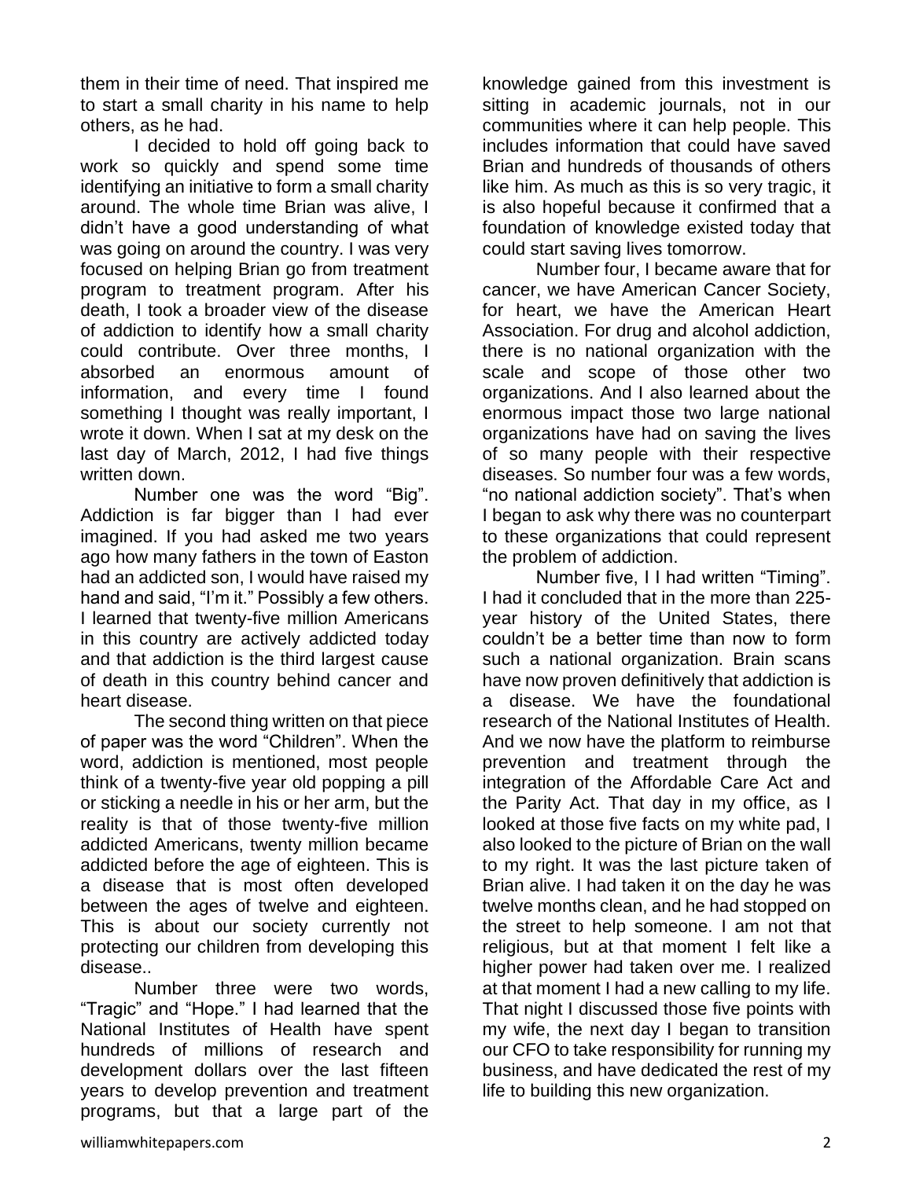them in their time of need. That inspired me to start a small charity in his name to help others, as he had.

I decided to hold off going back to work so quickly and spend some time identifying an initiative to form a small charity around. The whole time Brian was alive, I didn't have a good understanding of what was going on around the country. I was very focused on helping Brian go from treatment program to treatment program. After his death, I took a broader view of the disease of addiction to identify how a small charity could contribute. Over three months, I absorbed an enormous amount of information, and every time I found something I thought was really important, I wrote it down. When I sat at my desk on the last day of March, 2012, I had five things written down.

Number one was the word "Big". Addiction is far bigger than I had ever imagined. If you had asked me two years ago how many fathers in the town of Easton had an addicted son, I would have raised my hand and said, "I'm it." Possibly a few others. I learned that twenty-five million Americans in this country are actively addicted today and that addiction is the third largest cause of death in this country behind cancer and heart disease.

The second thing written on that piece of paper was the word "Children". When the word, addiction is mentioned, most people think of a twenty-five year old popping a pill or sticking a needle in his or her arm, but the reality is that of those twenty-five million addicted Americans, twenty million became addicted before the age of eighteen. This is a disease that is most often developed between the ages of twelve and eighteen. This is about our society currently not protecting our children from developing this disease..

Number three were two words, "Tragic" and "Hope." I had learned that the National Institutes of Health have spent hundreds of millions of research and development dollars over the last fifteen years to develop prevention and treatment programs, but that a large part of the knowledge gained from this investment is sitting in academic journals, not in our communities where it can help people. This includes information that could have saved Brian and hundreds of thousands of others like him. As much as this is so very tragic, it is also hopeful because it confirmed that a foundation of knowledge existed today that could start saving lives tomorrow.

Number four, I became aware that for cancer, we have American Cancer Society, for heart, we have the American Heart Association. For drug and alcohol addiction, there is no national organization with the scale and scope of those other two organizations. And I also learned about the enormous impact those two large national organizations have had on saving the lives of so many people with their respective diseases. So number four was a few words, "no national addiction society". That's when I began to ask why there was no counterpart to these organizations that could represent the problem of addiction.

Number five, I I had written "Timing". I had it concluded that in the more than 225-year history of the United States, there couldn't be a better time than now to form such a national organization. Brain scans have now proven definitively that addiction is a disease. We have the foundational research of the National Institutes of Health. And we now have the platform to reimburse prevention and treatment through the integration of the Affordable Care Act and the Parity Act. That day in my office, as I looked at those five facts on my white pad, I also looked to the picture of Brian on the wall to my right. It was the last picture taken of Brian alive. I had taken it on the day he was twelve months clean, and he had stopped on the street to help someone. I am not that religious, but at that moment I felt like a higher power had taken over me. I realized at that moment I had a new calling to my life. That night I discussed those five points with my wife, the next day I began to transition our CFO to take responsibility for running my business, and have dedicated the rest of my life to building this new organization.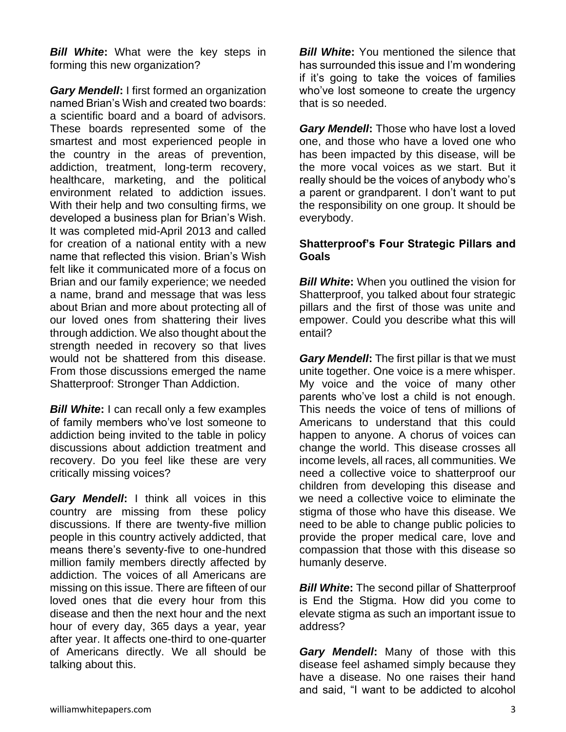***Bill White*:** What were the key steps in forming this new organization?

***Gary Mendell*:** I first formed an organization named Brian's Wish and created two boards: a scientific board and a board of advisors. These boards represented some of the smartest and most experienced people in the country in the areas of prevention, addiction, treatment, long-term recovery, healthcare, marketing, and the political environment related to addiction issues. With their help and two consulting firms, we developed a business plan for Brian's Wish. It was completed mid-April 2013 and called for creation of a national entity with a new name that reflected this vision. Brian's Wish felt like it communicated more of a focus on Brian and our family experience; we needed a name, brand and message that was less about Brian and more about protecting all of our loved ones from shattering their lives through addiction. We also thought about the strength needed in recovery so that lives would not be shattered from this disease. From those discussions emerged the name Shatterproof: Stronger Than Addiction.

***Bill White*:** I can recall only a few examples of family members who've lost someone to addiction being invited to the table in policy discussions about addiction treatment and recovery. Do you feel like these are very critically missing voices?

***Gary Mendell*:** I think all voices in this country are missing from these policy discussions. If there are twenty-five million people in this country actively addicted, that means there's seventy-five to one-hundred million family members directly affected by addiction. The voices of all Americans are missing on this issue. There are fifteen of our loved ones that die every hour from this disease and then the next hour and the next hour of every day, 365 days a year, year after year. It affects one-third to one-quarter of Americans directly. We all should be talking about this.

***Bill White*:** You mentioned the silence that has surrounded this issue and I'm wondering if it's going to take the voices of families who've lost someone to create the urgency that is so needed.

***Gary Mendell*:** Those who have lost a loved one, and those who have a loved one who has been impacted by this disease, will be the more vocal voices as we start. But it really should be the voices of anybody who's a parent or grandparent. I don't want to put the responsibility on one group. It should be everybody.

**Shatterproof's Four Strategic Pillars and Goals**

***Bill White*:** When you outlined the vision for Shatterproof, you talked about four strategic pillars and the first of those was unite and empower. Could you describe what this will entail?

***Gary Mendell*:** The first pillar is that we must unite together. One voice is a mere whisper. My voice and the voice of many other parents who've lost a child is not enough. This needs the voice of tens of millions of Americans to understand that this could happen to anyone. A chorus of voices can change the world. This disease crosses all income levels, all races, all communities. We need a collective voice to shatterproof our children from developing this disease and we need a collective voice to eliminate the stigma of those who have this disease. We need to be able to change public policies to provide the proper medical care, love and compassion that those with this disease so humanly deserve.

***Bill White*:** The second pillar of Shatterproof is End the Stigma. How did you come to elevate stigma as such an important issue to address?

***Gary Mendell*:** Many of those with this disease feel ashamed simply because they have a disease. No one raises their hand and said, "I want to be addicted to alcohol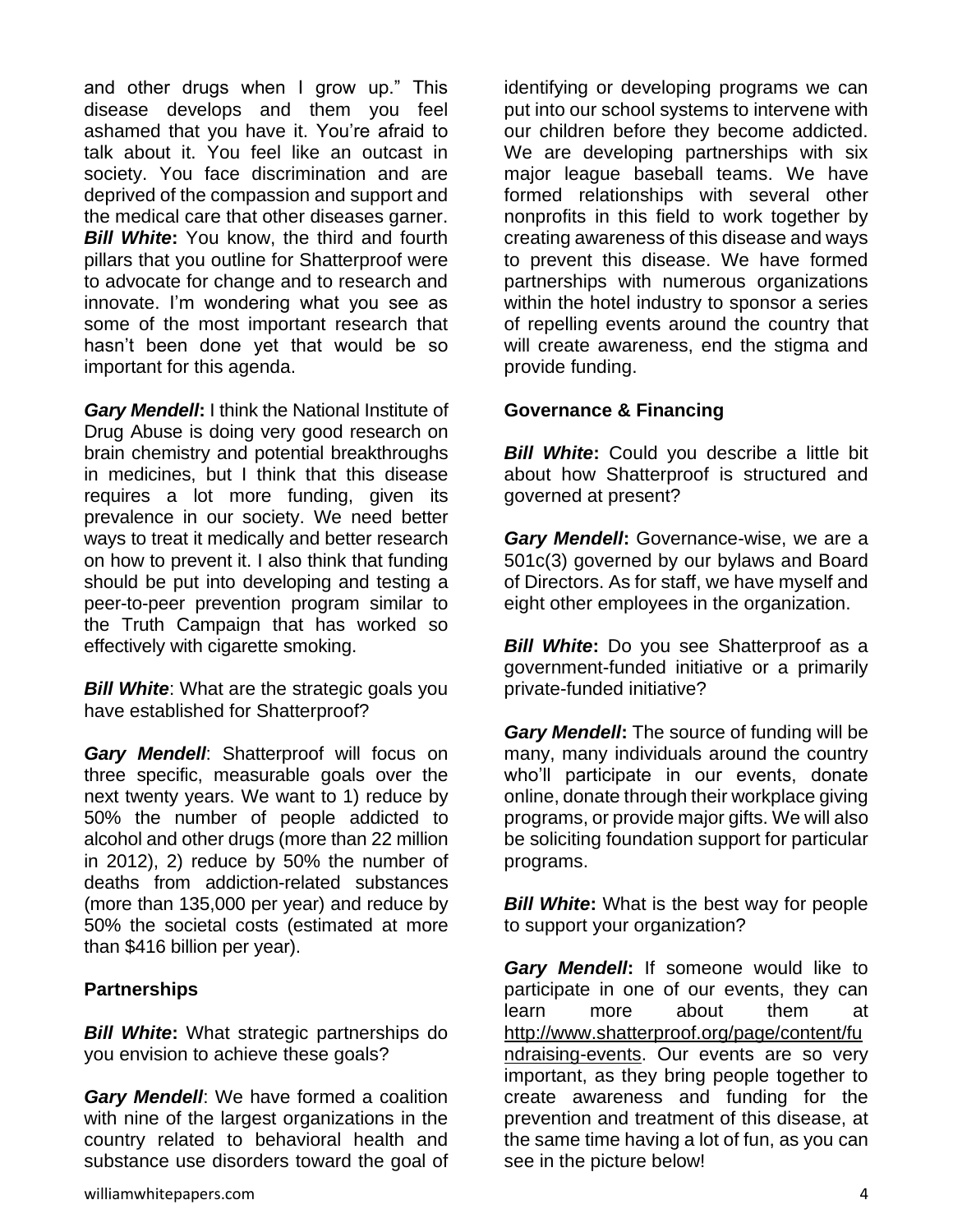and other drugs when I grow up." This disease develops and them you feel ashamed that you have it. You're afraid to talk about it. You feel like an outcast in society. You face discrimination and are deprived of the compassion and support and the medical care that other diseases garner.

***Bill White*:** You know, the third and fourth pillars that you outline for Shatterproof were to advocate for change and to research and innovate. I'm wondering what you see as some of the most important research that hasn't been done yet that would be so important for this agenda.

***Gary Mendell*:** I think the National Institute of Drug Abuse is doing very good research on brain chemistry and potential breakthroughs in medicines, but I think that this disease requires a lot more funding, given its prevalence in our society. We need better ways to treat it medically and better research on how to prevent it. I also think that funding should be put into developing and testing a peer-to-peer prevention program similar to the Truth Campaign that has worked so effectively with cigarette smoking.

***Bill White***: What are the strategic goals you have established for Shatterproof?

***Gary Mendell***: Shatterproof will focus on three specific, measurable goals over the next twenty years. We want to 1) reduce by 50% the number of people addicted to alcohol and other drugs (more than 22 million in 2012), 2) reduce by 50% the number of deaths from addiction-related substances (more than 135,000 per year) and reduce by 50% the societal costs (estimated at more than $416 billion per year).

**Partnerships**

***Bill White*:** What strategic partnerships do you envision to achieve these goals?

***Gary Mendell***: We have formed a coalition with nine of the largest organizations in the country related to behavioral health and substance use disorders toward the goal of identifying or developing programs we can put into our school systems to intervene with our children before they become addicted. We are developing partnerships with six major league baseball teams. We have formed relationships with several other nonprofits in this field to work together by creating awareness of this disease and ways to prevent this disease. We have formed partnerships with numerous organizations within the hotel industry to sponsor a series of repelling events around the country that will create awareness, end the stigma and provide funding.

**Governance & Financing**

***Bill White*:** Could you describe a little bit about how Shatterproof is structured and governed at present?

***Gary Mendell*:** Governance-wise, we are a 501c(3) governed by our bylaws and Board of Directors. As for staff, we have myself and eight other employees in the organization.

***Bill White*:** Do you see Shatterproof as a government-funded initiative or a primarily private-funded initiative?

***Gary Mendell*:** The source of funding will be many, many individuals around the country who'll participate in our events, donate online, donate through their workplace giving programs, or provide major gifts. We will also be soliciting foundation support for particular programs.

***Bill White*:** What is the best way for people to support your organization?

***Gary Mendell*:** If someone would like to participate in one of our events, they can learn more about them at http://www.shatterproof.org/page/content/fundraising-events. Our events are so very important, as they bring people together to create awareness and funding for the prevention and treatment of this disease, at the same time having a lot of fun, as you can see in the picture below!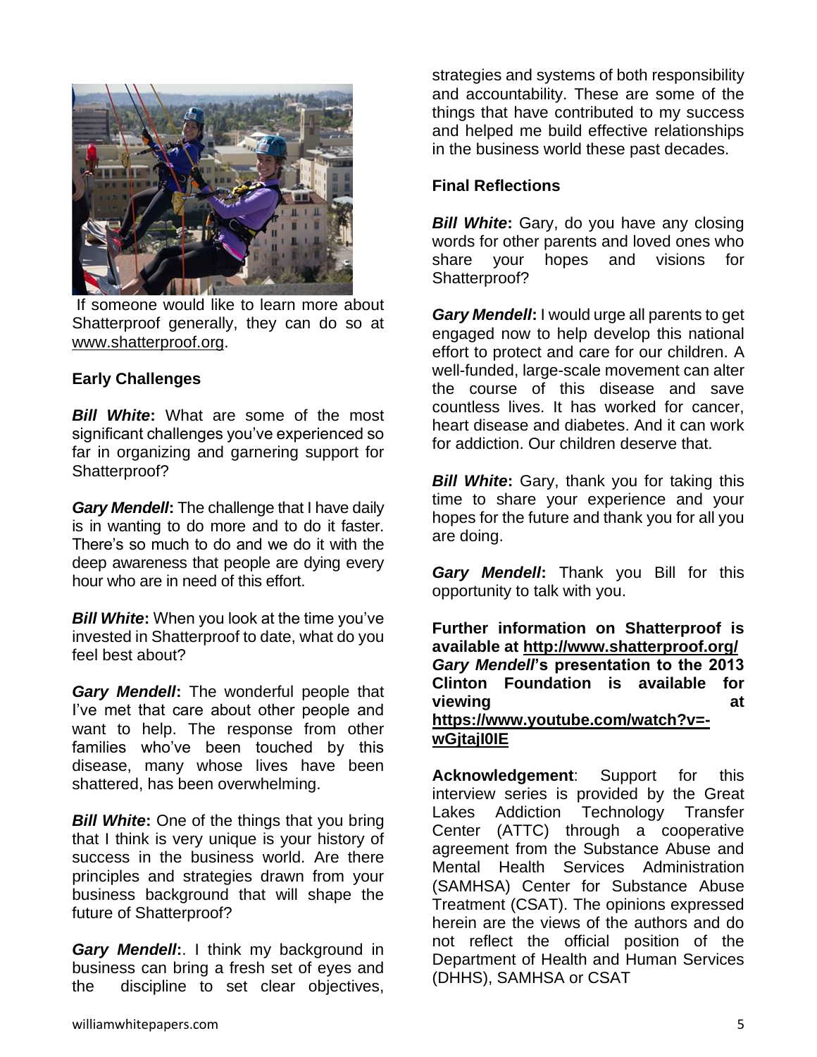If someone would like to learn more about Shatterproof generally, they can do so at www.shatterproof.org.

**Early Challenges**

***Bill White*****:** What are some of the most significant challenges you've experienced so far in organizing and garnering support for Shatterproof?

***Gary Mendell*****:** The challenge that I have daily is in wanting to do more and to do it faster. There's so much to do and we do it with the deep awareness that people are dying every hour who are in need of this effort.

***Bill White*****:** When you look at the time you've invested in Shatterproof to date, what do you feel best about?

***Gary Mendell*****:** The wonderful people that I've met that care about other people and want to help. The response from other families who've been touched by this disease, many whose lives have been shattered, has been overwhelming.

***Bill White*****:** One of the things that you bring that I think is very unique is your history of success in the business world. Are there principles and strategies drawn from your business background that will shape the future of Shatterproof?

***Gary Mendell*****:**. I think my background in business can bring a fresh set of eyes and the discipline to set clear objectives, strategies and systems of both responsibility and accountability. These are some of the things that have contributed to my success and helped me build effective relationships in the business world these past decades.

**Final Reflections**

***Bill White*****:** Gary, do you have any closing words for other parents and loved ones who share your hopes and visions for Shatterproof?

***Gary Mendell*****:** I would urge all parents to get engaged now to help develop this national effort to protect and care for our children. A well-funded, large-scale movement can alter the course of this disease and save countless lives. It has worked for cancer, heart disease and diabetes. And it can work for addiction. Our children deserve that.

***Bill White*****:** Gary, thank you for taking this time to share your experience and your hopes for the future and thank you for all you are doing.

***Gary Mendell*****:** Thank you Bill for this opportunity to talk with you.

**Further information on Shatterproof is available at http://www.shatterproof.org/** ***Gary Mendell*****'s presentation to the 2013 Clinton Foundation is available for viewing at https://www.youtube.com/watch?v=-wGjtajI0IE**

**Acknowledgement**: Support for this interview series is provided by the Great Lakes Addiction Technology Transfer Center (ATTC) through a cooperative agreement from the Substance Abuse and Mental Health Services Administration (SAMHSA) Center for Substance Abuse Treatment (CSAT). The opinions expressed herein are the views of the authors and do not reflect the official position of the Department of Health and Human Services (DHHS), SAMHSA or CSAT